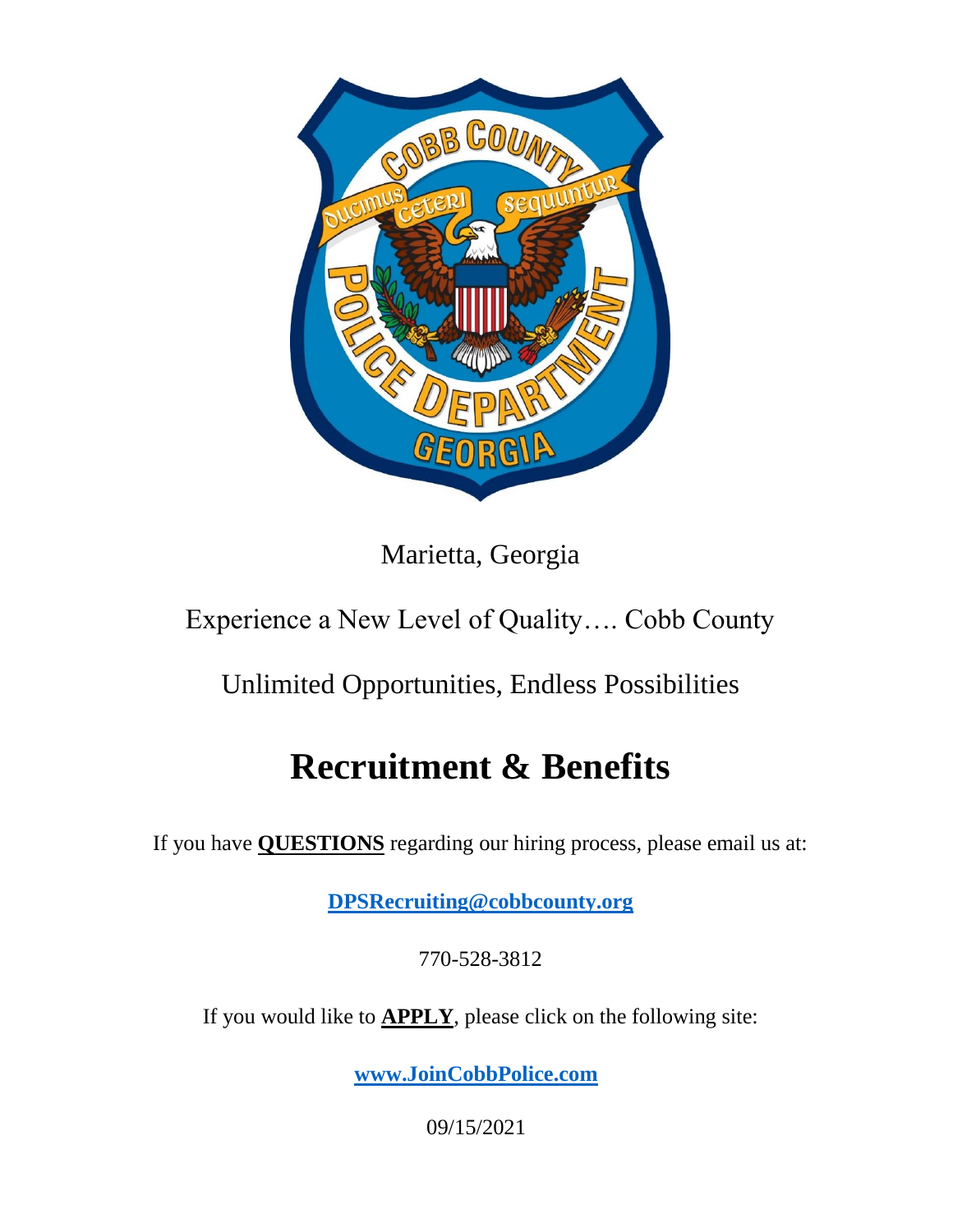Marietta, Georgia

Experience a New Level of Quality…. Cobb County

Unlimited Opportunities, Endless Possibilities

# Recruitment & Benefits

If you have **QUESTIONS** regarding our hiring process, please email us at:

**DPSRecruiting@cobbcounty.org**

770-528-3812

If you would like to **APPLY**, please click on the following site:

**www.JoinCobbPolice.com**

09/15/2021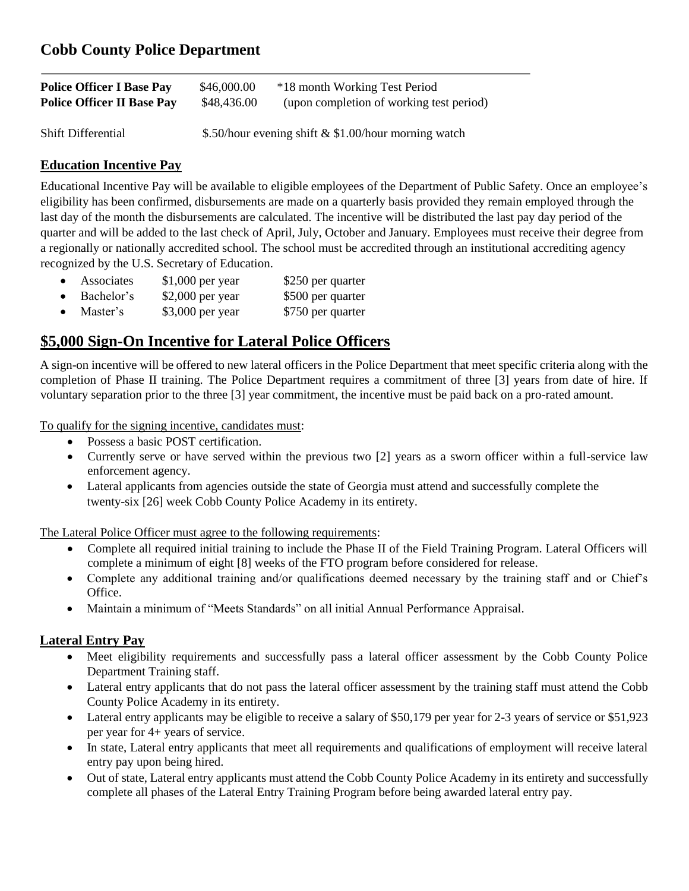## Cobb County Police Department

| | | |
|---|---|---|
| **Police Officer I Base Pay** | $46,000.00 | *18 month Working Test Period |
| **Police Officer II Base Pay** | $48,436.00 | (upon completion of working test period) |

Shift Differential $.50/hour evening shift & $1.00/hour morning watch

### Education Incentive Pay

Educational Incentive Pay will be available to eligible employees of the Department of Public Safety. Once an employee's eligibility has been confirmed, disbursements are made on a quarterly basis provided they remain employed through the last day of the month the disbursements are calculated. The incentive will be distributed the last pay day period of the quarter and will be added to the last check of April, July, October and January. Employees must receive their degree from a regionally or nationally accredited school. The school must be accredited through an institutional accrediting agency recognized by the U.S. Secretary of Education.

- Associates $1,000 per year $250 per quarter
- Bachelor's $2,000 per year $500 per quarter
- Master's $3,000 per year $750 per quarter

## $5,000 Sign-On Incentive for Lateral Police Officers

A sign-on incentive will be offered to new lateral officers in the Police Department that meet specific criteria along with the completion of Phase II training. The Police Department requires a commitment of three [3] years from date of hire. If voluntary separation prior to the three [3] year commitment, the incentive must be paid back on a pro-rated amount.

To qualify for the signing incentive, candidates must:

- Possess a basic POST certification.
- Currently serve or have served within the previous two [2] years as a sworn officer within a full-service law enforcement agency.
- Lateral applicants from agencies outside the state of Georgia must attend and successfully complete the twenty-six [26] week Cobb County Police Academy in its entirety.

The Lateral Police Officer must agree to the following requirements:

- Complete all required initial training to include the Phase II of the Field Training Program. Lateral Officers will complete a minimum of eight [8] weeks of the FTO program before considered for release.
- Complete any additional training and/or qualifications deemed necessary by the training staff and or Chief's Office.
- Maintain a minimum of "Meets Standards" on all initial Annual Performance Appraisal.

### Lateral Entry Pay

- Meet eligibility requirements and successfully pass a lateral officer assessment by the Cobb County Police Department Training staff.
- Lateral entry applicants that do not pass the lateral officer assessment by the training staff must attend the Cobb County Police Academy in its entirety.
- Lateral entry applicants may be eligible to receive a salary of $50,179 per year for 2-3 years of service or $51,923 per year for 4+ years of service.
- In state, Lateral entry applicants that meet all requirements and qualifications of employment will receive lateral entry pay upon being hired.
- Out of state, Lateral entry applicants must attend the Cobb County Police Academy in its entirety and successfully complete all phases of the Lateral Entry Training Program before being awarded lateral entry pay.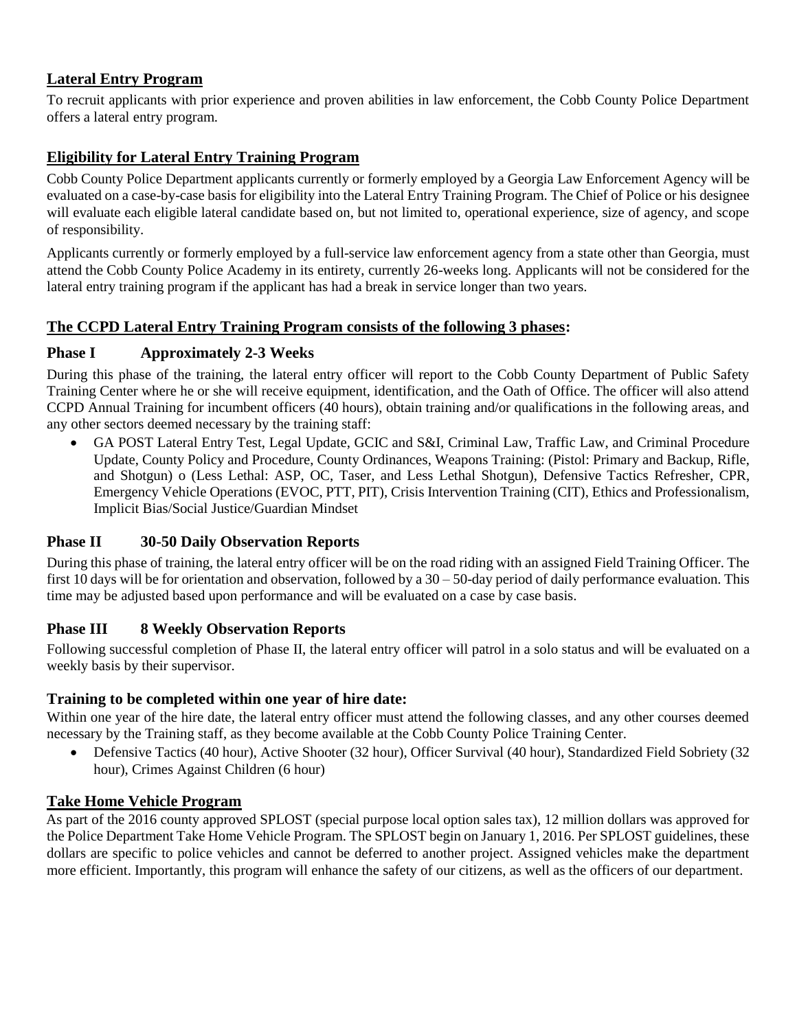## Lateral Entry Program

To recruit applicants with prior experience and proven abilities in law enforcement, the Cobb County Police Department offers a lateral entry program.

## Eligibility for Lateral Entry Training Program

Cobb County Police Department applicants currently or formerly employed by a Georgia Law Enforcement Agency will be evaluated on a case-by-case basis for eligibility into the Lateral Entry Training Program. The Chief of Police or his designee will evaluate each eligible lateral candidate based on, but not limited to, operational experience, size of agency, and scope of responsibility.

Applicants currently or formerly employed by a full-service law enforcement agency from a state other than Georgia, must attend the Cobb County Police Academy in its entirety, currently 26-weeks long. Applicants will not be considered for the lateral entry training program if the applicant has had a break in service longer than two years.

## The CCPD Lateral Entry Training Program consists of the following 3 phases:

### Phase I Approximately 2-3 Weeks

During this phase of the training, the lateral entry officer will report to the Cobb County Department of Public Safety Training Center where he or she will receive equipment, identification, and the Oath of Office. The officer will also attend CCPD Annual Training for incumbent officers (40 hours), obtain training and/or qualifications in the following areas, and any other sectors deemed necessary by the training staff:

- GA POST Lateral Entry Test, Legal Update, GCIC and S&I, Criminal Law, Traffic Law, and Criminal Procedure Update, County Policy and Procedure, County Ordinances, Weapons Training: (Pistol: Primary and Backup, Rifle, and Shotgun) o (Less Lethal: ASP, OC, Taser, and Less Lethal Shotgun), Defensive Tactics Refresher, CPR, Emergency Vehicle Operations (EVOC, PTT, PIT), Crisis Intervention Training (CIT), Ethics and Professionalism, Implicit Bias/Social Justice/Guardian Mindset

### Phase II 30-50 Daily Observation Reports

During this phase of training, the lateral entry officer will be on the road riding with an assigned Field Training Officer. The first 10 days will be for orientation and observation, followed by a 30 – 50-day period of daily performance evaluation. This time may be adjusted based upon performance and will be evaluated on a case by case basis.

### Phase III 8 Weekly Observation Reports

Following successful completion of Phase II, the lateral entry officer will patrol in a solo status and will be evaluated on a weekly basis by their supervisor.

### Training to be completed within one year of hire date:

Within one year of the hire date, the lateral entry officer must attend the following classes, and any other courses deemed necessary by the Training staff, as they become available at the Cobb County Police Training Center.

- Defensive Tactics (40 hour), Active Shooter (32 hour), Officer Survival (40 hour), Standardized Field Sobriety (32 hour), Crimes Against Children (6 hour)

## Take Home Vehicle Program

As part of the 2016 county approved SPLOST (special purpose local option sales tax), 12 million dollars was approved for the Police Department Take Home Vehicle Program. The SPLOST begin on January 1, 2016. Per SPLOST guidelines, these dollars are specific to police vehicles and cannot be deferred to another project. Assigned vehicles make the department more efficient. Importantly, this program will enhance the safety of our citizens, as well as the officers of our department.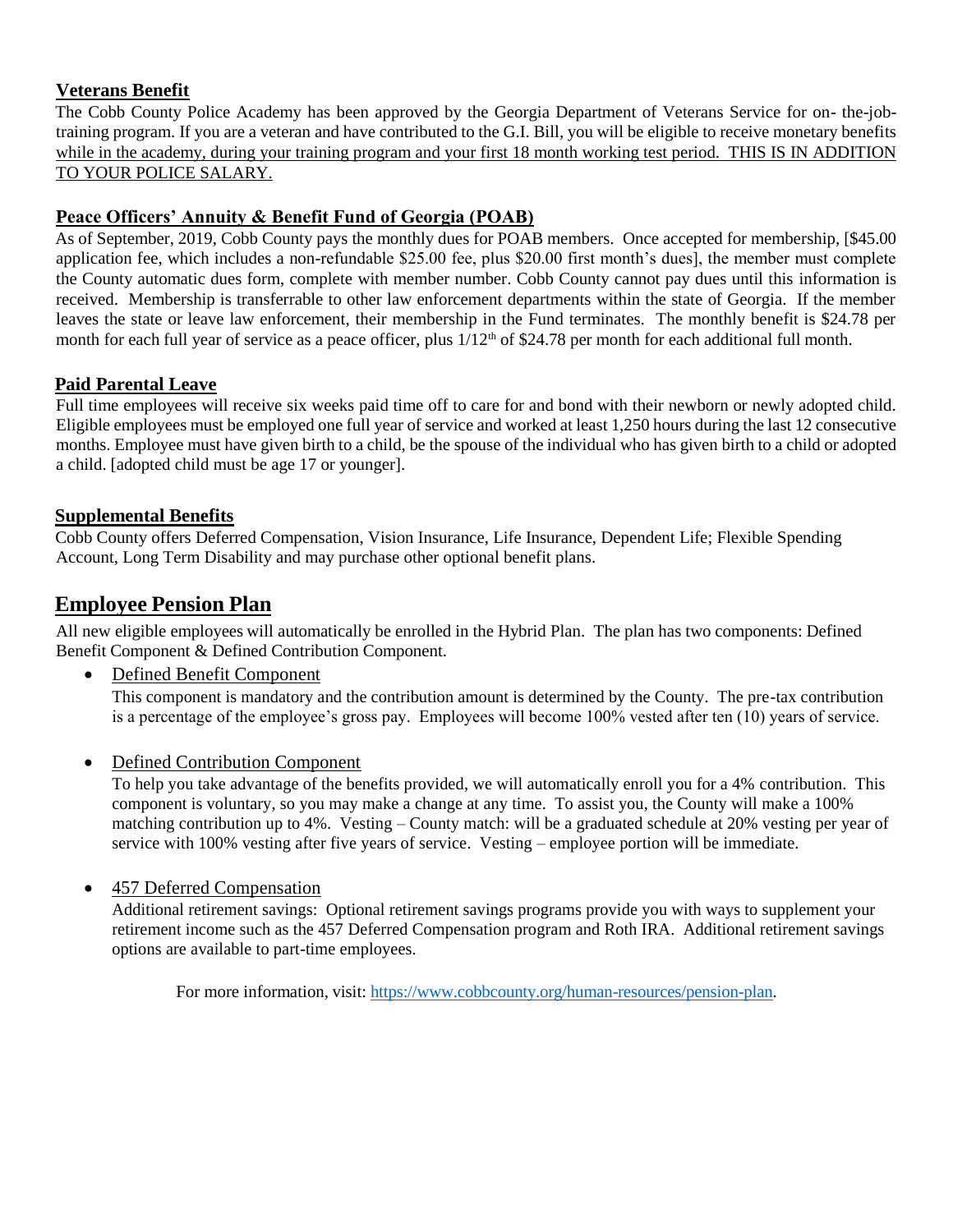**Veterans Benefit**

The Cobb County Police Academy has been approved by the Georgia Department of Veterans Service for on- the-job-training program. If you are a veteran and have contributed to the G.I. Bill, you will be eligible to receive monetary benefits while in the academy, during your training program and your first 18 month working test period. THIS IS IN ADDITION TO YOUR POLICE SALARY.

**Peace Officers' Annuity & Benefit Fund of Georgia (POAB)**

As of September, 2019, Cobb County pays the monthly dues for POAB members. Once accepted for membership, [$45.00 application fee, which includes a non-refundable $25.00 fee, plus $20.00 first month's dues], the member must complete the County automatic dues form, complete with member number. Cobb County cannot pay dues until this information is received. Membership is transferrable to other law enforcement departments within the state of Georgia. If the member leaves the state or leave law enforcement, their membership in the Fund terminates. The monthly benefit is $24.78 per month for each full year of service as a peace officer, plus 1/12th of $24.78 per month for each additional full month.

**Paid Parental Leave**

Full time employees will receive six weeks paid time off to care for and bond with their newborn or newly adopted child. Eligible employees must be employed one full year of service and worked at least 1,250 hours during the last 12 consecutive months. Employee must have given birth to a child, be the spouse of the individual who has given birth to a child or adopted a child. [adopted child must be age 17 or younger].

**Supplemental Benefits**

Cobb County offers Deferred Compensation, Vision Insurance, Life Insurance, Dependent Life; Flexible Spending Account, Long Term Disability and may purchase other optional benefit plans.

## Employee Pension Plan

All new eligible employees will automatically be enrolled in the Hybrid Plan. The plan has two components: Defined Benefit Component & Defined Contribution Component.

- Defined Benefit Component

  This component is mandatory and the contribution amount is determined by the County. The pre-tax contribution is a percentage of the employee's gross pay. Employees will become 100% vested after ten (10) years of service.

- Defined Contribution Component

  To help you take advantage of the benefits provided, we will automatically enroll you for a 4% contribution. This component is voluntary, so you may make a change at any time. To assist you, the County will make a 100% matching contribution up to 4%. Vesting – County match: will be a graduated schedule at 20% vesting per year of service with 100% vesting after five years of service. Vesting – employee portion will be immediate.

- 457 Deferred Compensation

  Additional retirement savings: Optional retirement savings programs provide you with ways to supplement your retirement income such as the 457 Deferred Compensation program and Roth IRA. Additional retirement savings options are available to part-time employees.

For more information, visit: https://www.cobbcounty.org/human-resources/pension-plan.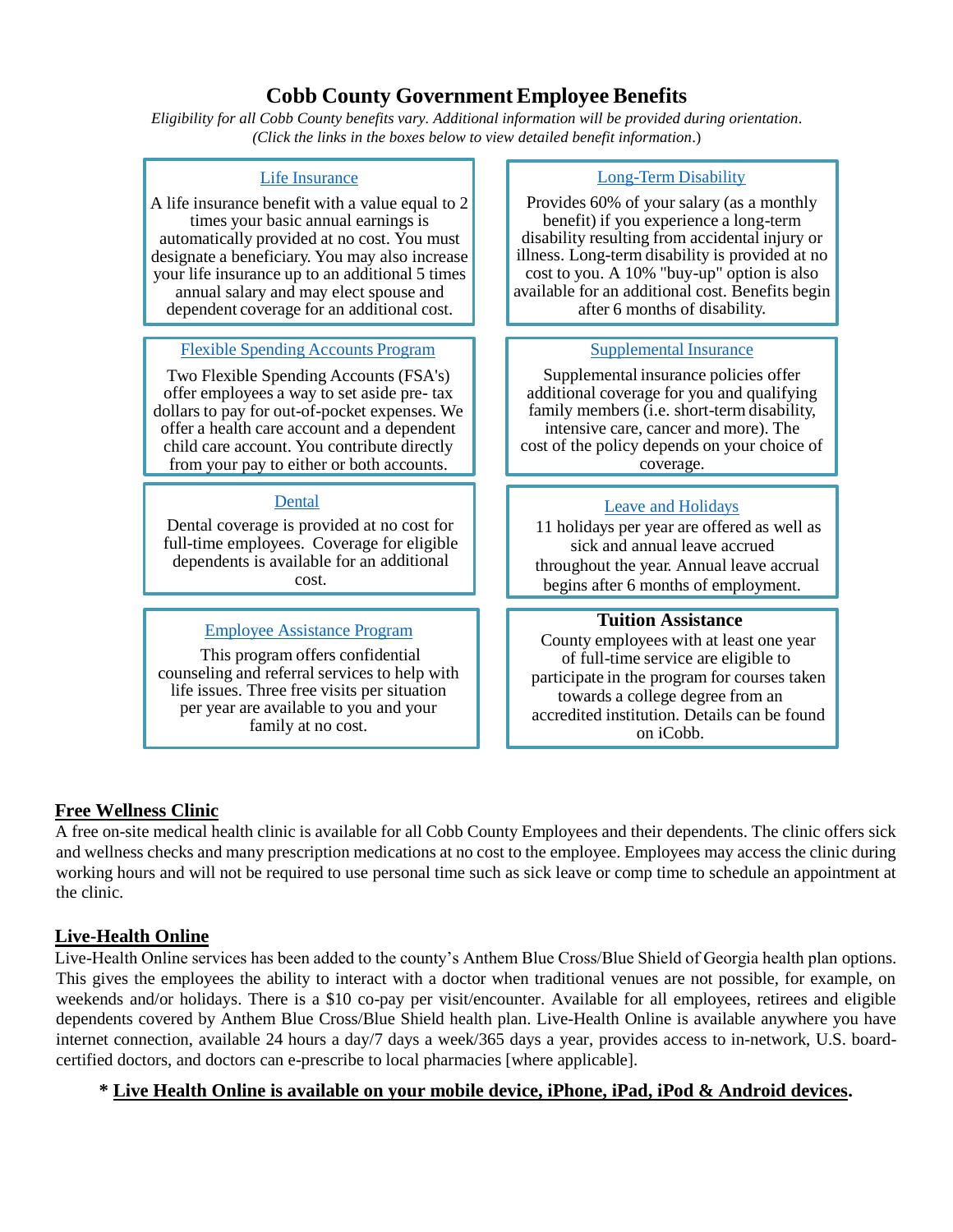# Cobb County Government Employee Benefits

*Eligibility for all Cobb County benefits vary. Additional information will be provided during orientation. (Click the links in the boxes below to view detailed benefit information.)*

### Life Insurance

A life insurance benefit with a value equal to 2 times your basic annual earnings is automatically provided at no cost. You must designate a beneficiary. You may also increase your life insurance up to an additional 5 times annual salary and may elect spouse and dependent coverage for an additional cost.

### Long-Term Disability

Provides 60% of your salary (as a monthly benefit) if you experience a long-term disability resulting from accidental injury or illness. Long-term disability is provided at no cost to you. A 10% "buy-up" option is also available for an additional cost. Benefits begin after 6 months of disability.

### Flexible Spending Accounts Program

Two Flexible Spending Accounts (FSA's) offer employees a way to set aside pre- tax dollars to pay for out-of-pocket expenses. We offer a health care account and a dependent child care account. You contribute directly from your pay to either or both accounts.

### Supplemental Insurance

Supplemental insurance policies offer additional coverage for you and qualifying family members (i.e. short-term disability, intensive care, cancer and more). The cost of the policy depends on your choice of coverage.

### Dental

Dental coverage is provided at no cost for full-time employees. Coverage for eligible dependents is available for an additional cost.

### Leave and Holidays

11 holidays per year are offered as well as sick and annual leave accrued throughout the year. Annual leave accrual begins after 6 months of employment.

### Employee Assistance Program

This program offers confidential counseling and referral services to help with life issues. Three free visits per situation per year are available to you and your family at no cost.

### Tuition Assistance

County employees with at least one year of full-time service are eligible to participate in the program for courses taken towards a college degree from an accredited institution. Details can be found on iCobb.

## Free Wellness Clinic

A free on-site medical health clinic is available for all Cobb County Employees and their dependents. The clinic offers sick and wellness checks and many prescription medications at no cost to the employee. Employees may access the clinic during working hours and will not be required to use personal time such as sick leave or comp time to schedule an appointment at the clinic.

## Live-Health Online

Live-Health Online services has been added to the county's Anthem Blue Cross/Blue Shield of Georgia health plan options. This gives the employees the ability to interact with a doctor when traditional venues are not possible, for example, on weekends and/or holidays. There is a $10 co-pay per visit/encounter. Available for all employees, retirees and eligible dependents covered by Anthem Blue Cross/Blue Shield health plan. Live-Health Online is available anywhere you have internet connection, available 24 hours a day/7 days a week/365 days a year, provides access to in-network, U.S. board-certified doctors, and doctors can e-prescribe to local pharmacies [where applicable].

**\* Live Health Online is available on your mobile device, iPhone, iPad, iPod & Android devices.**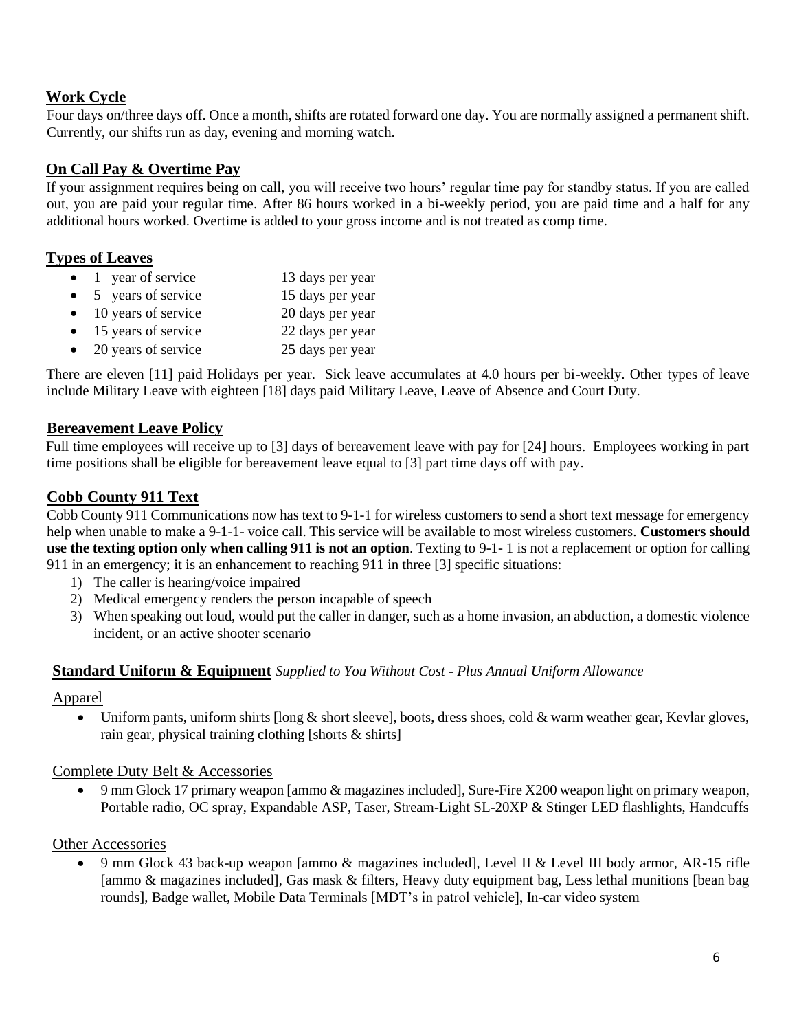## Work Cycle

Four days on/three days off. Once a month, shifts are rotated forward one day. You are normally assigned a permanent shift. Currently, our shifts run as day, evening and morning watch.

## On Call Pay & Overtime Pay

If your assignment requires being on call, you will receive two hours' regular time pay for standby status. If you are called out, you are paid your regular time. After 86 hours worked in a bi-weekly period, you are paid time and a half for any additional hours worked. Overtime is added to your gross income and is not treated as comp time.

## Types of Leaves

- 1 year of service 13 days per year
- 5 years of service 15 days per year
- 10 years of service 20 days per year
- 15 years of service 22 days per year
- 20 years of service 25 days per year

There are eleven [11] paid Holidays per year. Sick leave accumulates at 4.0 hours per bi-weekly. Other types of leave include Military Leave with eighteen [18] days paid Military Leave, Leave of Absence and Court Duty.

## Bereavement Leave Policy

Full time employees will receive up to [3] days of bereavement leave with pay for [24] hours. Employees working in part time positions shall be eligible for bereavement leave equal to [3] part time days off with pay.

## Cobb County 911 Text

Cobb County 911 Communications now has text to 9-1-1 for wireless customers to send a short text message for emergency help when unable to make a 9-1-1- voice call. This service will be available to most wireless customers. **Customers should use the texting option only when calling 911 is not an option**. Texting to 9-1- 1 is not a replacement or option for calling 911 in an emergency; it is an enhancement to reaching 911 in three [3] specific situations:

1) The caller is hearing/voice impaired
2) Medical emergency renders the person incapable of speech
3) When speaking out loud, would put the caller in danger, such as a home invasion, an abduction, a domestic violence incident, or an active shooter scenario

## Standard Uniform & Equipment *Supplied to You Without Cost - Plus Annual Uniform Allowance*

### Apparel

- Uniform pants, uniform shirts [long & short sleeve], boots, dress shoes, cold & warm weather gear, Kevlar gloves, rain gear, physical training clothing [shorts & shirts]

### Complete Duty Belt & Accessories

- 9 mm Glock 17 primary weapon [ammo & magazines included], Sure-Fire X200 weapon light on primary weapon, Portable radio, OC spray, Expandable ASP, Taser, Stream-Light SL-20XP & Stinger LED flashlights, Handcuffs

### Other Accessories

- 9 mm Glock 43 back-up weapon [ammo & magazines included], Level II & Level III body armor, AR-15 rifle [ammo & magazines included], Gas mask & filters, Heavy duty equipment bag, Less lethal munitions [bean bag rounds], Badge wallet, Mobile Data Terminals [MDT's in patrol vehicle], In-car video system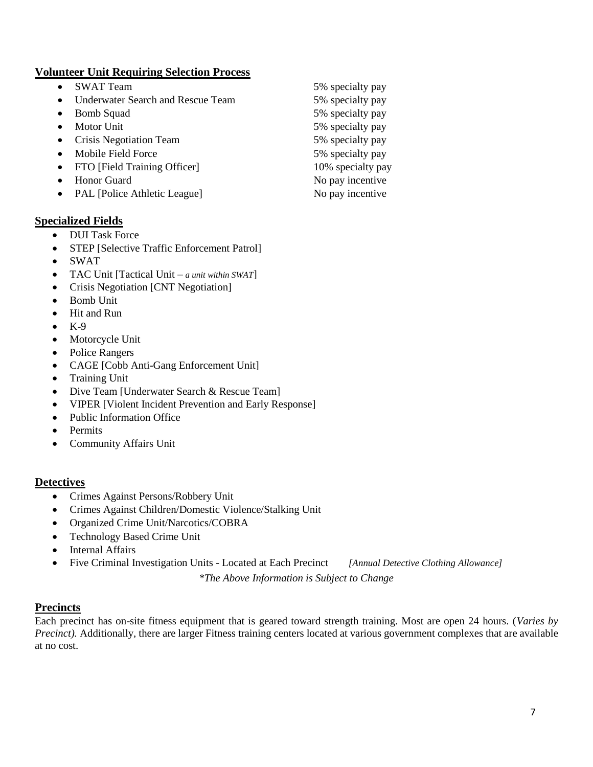## Volunteer Unit Requiring Selection Process

| Unit | Pay |
|---|---|
| SWAT Team | 5% specialty pay |
| Underwater Search and Rescue Team | 5% specialty pay |
| Bomb Squad | 5% specialty pay |
| Motor Unit | 5% specialty pay |
| Crisis Negotiation Team | 5% specialty pay |
| Mobile Field Force | 5% specialty pay |
| FTO [Field Training Officer] | 10% specialty pay |
| Honor Guard | No pay incentive |
| PAL [Police Athletic League] | No pay incentive |

## Specialized Fields

- DUI Task Force
- STEP [Selective Traffic Enforcement Patrol]
- SWAT
- TAC Unit [Tactical Unit – *a unit within SWAT*]
- Crisis Negotiation [CNT Negotiation]
- Bomb Unit
- Hit and Run
- K-9
- Motorcycle Unit
- Police Rangers
- CAGE [Cobb Anti-Gang Enforcement Unit]
- Training Unit
- Dive Team [Underwater Search & Rescue Team]
- VIPER [Violent Incident Prevention and Early Response]
- Public Information Office
- Permits
- Community Affairs Unit

## Detectives

- Crimes Against Persons/Robbery Unit
- Crimes Against Children/Domestic Violence/Stalking Unit
- Organized Crime Unit/Narcotics/COBRA
- Technology Based Crime Unit
- Internal Affairs
- Five Criminal Investigation Units - Located at Each Precinct *[Annual Detective Clothing Allowance]*

*\*The Above Information is Subject to Change*

## Precincts

Each precinct has on-site fitness equipment that is geared toward strength training. Most are open 24 hours. (*Varies by Precinct).* Additionally, there are larger Fitness training centers located at various government complexes that are available at no cost.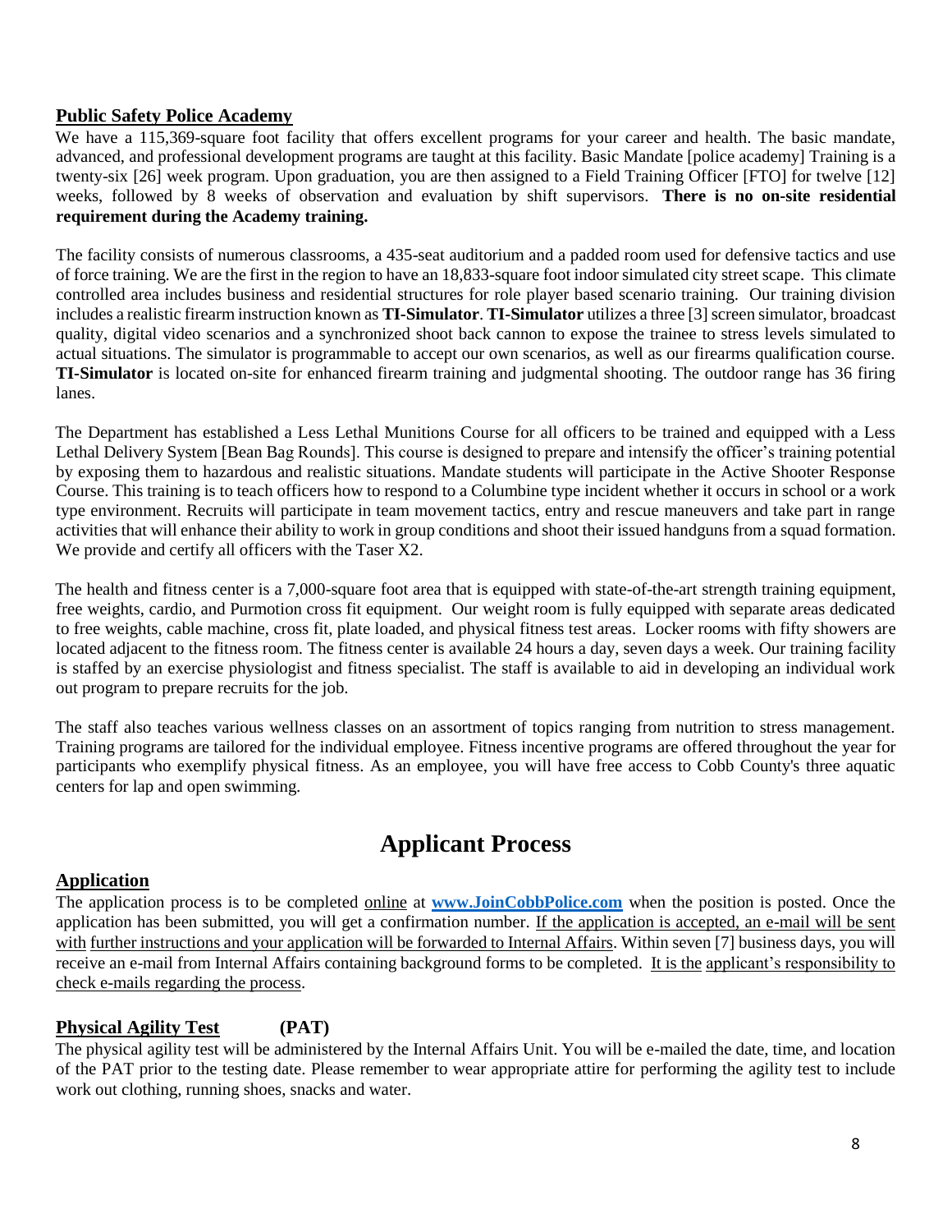## Public Safety Police Academy

We have a 115,369-square foot facility that offers excellent programs for your career and health. The basic mandate, advanced, and professional development programs are taught at this facility. Basic Mandate [police academy] Training is a twenty-six [26] week program. Upon graduation, you are then assigned to a Field Training Officer [FTO] for twelve [12] weeks, followed by 8 weeks of observation and evaluation by shift supervisors. **There is no on-site residential requirement during the Academy training.**

The facility consists of numerous classrooms, a 435-seat auditorium and a padded room used for defensive tactics and use of force training. We are the first in the region to have an 18,833-square foot indoor simulated city street scape. This climate controlled area includes business and residential structures for role player based scenario training. Our training division includes a realistic firearm instruction known as **TI-Simulator**. **TI-Simulator** utilizes a three [3] screen simulator, broadcast quality, digital video scenarios and a synchronized shoot back cannon to expose the trainee to stress levels simulated to actual situations. The simulator is programmable to accept our own scenarios, as well as our firearms qualification course. **TI-Simulator** is located on-site for enhanced firearm training and judgmental shooting. The outdoor range has 36 firing lanes.

The Department has established a Less Lethal Munitions Course for all officers to be trained and equipped with a Less Lethal Delivery System [Bean Bag Rounds]. This course is designed to prepare and intensify the officer's training potential by exposing them to hazardous and realistic situations. Mandate students will participate in the Active Shooter Response Course. This training is to teach officers how to respond to a Columbine type incident whether it occurs in school or a work type environment. Recruits will participate in team movement tactics, entry and rescue maneuvers and take part in range activities that will enhance their ability to work in group conditions and shoot their issued handguns from a squad formation. We provide and certify all officers with the Taser X2.

The health and fitness center is a 7,000-square foot area that is equipped with state-of-the-art strength training equipment, free weights, cardio, and Purmotion cross fit equipment. Our weight room is fully equipped with separate areas dedicated to free weights, cable machine, cross fit, plate loaded, and physical fitness test areas. Locker rooms with fifty showers are located adjacent to the fitness room. The fitness center is available 24 hours a day, seven days a week. Our training facility is staffed by an exercise physiologist and fitness specialist. The staff is available to aid in developing an individual work out program to prepare recruits for the job.

The staff also teaches various wellness classes on an assortment of topics ranging from nutrition to stress management. Training programs are tailored for the individual employee. Fitness incentive programs are offered throughout the year for participants who exemplify physical fitness. As an employee, you will have free access to Cobb County's three aquatic centers for lap and open swimming.

# Applicant Process

## Application

The application process is to be completed online at **www.JoinCobbPolice.com** when the position is posted. Once the application has been submitted, you will get a confirmation number. If the application is accepted, an e-mail will be sent with further instructions and your application will be forwarded to Internal Affairs. Within seven [7] business days, you will receive an e-mail from Internal Affairs containing background forms to be completed. It is the applicant's responsibility to check e-mails regarding the process.

## Physical Agility Test (PAT)

The physical agility test will be administered by the Internal Affairs Unit. You will be e-mailed the date, time, and location of the PAT prior to the testing date. Please remember to wear appropriate attire for performing the agility test to include work out clothing, running shoes, snacks and water.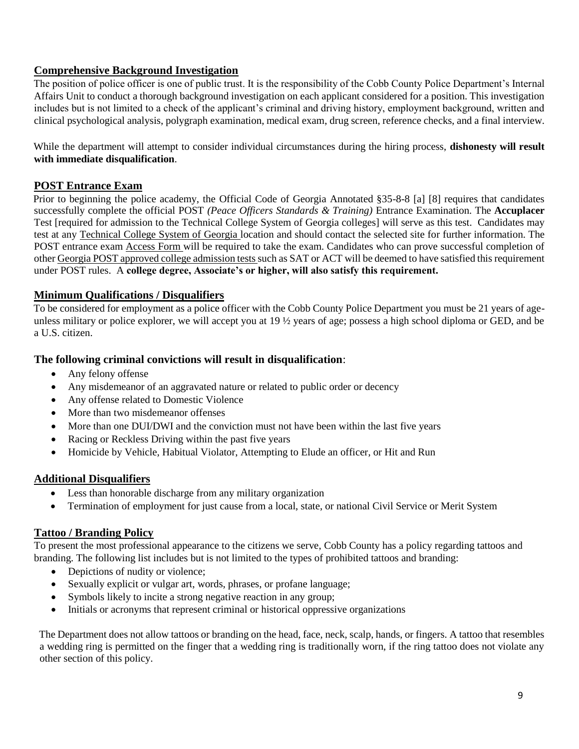## Comprehensive Background Investigation

The position of police officer is one of public trust. It is the responsibility of the Cobb County Police Department's Internal Affairs Unit to conduct a thorough background investigation on each applicant considered for a position. This investigation includes but is not limited to a check of the applicant's criminal and driving history, employment background, written and clinical psychological analysis, polygraph examination, medical exam, drug screen, reference checks, and a final interview.

While the department will attempt to consider individual circumstances during the hiring process, **dishonesty will result with immediate disqualification**.

## POST Entrance Exam

Prior to beginning the police academy, the Official Code of Georgia Annotated §35-8-8 [a] [8] requires that candidates successfully complete the official POST *(Peace Officers Standards & Training)* Entrance Examination. The **Accuplacer** Test [required for admission to the Technical College System of Georgia colleges] will serve as this test. Candidates may test at any Technical College System of Georgia location and should contact the selected site for further information. The POST entrance exam Access Form will be required to take the exam. Candidates who can prove successful completion of other Georgia POST approved college admission tests such as SAT or ACT will be deemed to have satisfied this requirement under POST rules. A **college degree, Associate's or higher, will also satisfy this requirement.**

## Minimum Qualifications / Disqualifiers

To be considered for employment as a police officer with the Cobb County Police Department you must be 21 years of age- unless military or police explorer, we will accept you at 19 ½ years of age; possess a high school diploma or GED, and be a U.S. citizen.

### The following criminal convictions will result in disqualification:

- Any felony offense
- Any misdemeanor of an aggravated nature or related to public order or decency
- Any offense related to Domestic Violence
- More than two misdemeanor offenses
- More than one DUI/DWI and the conviction must not have been within the last five years
- Racing or Reckless Driving within the past five years
- Homicide by Vehicle, Habitual Violator, Attempting to Elude an officer, or Hit and Run

## Additional Disqualifiers

- Less than honorable discharge from any military organization
- Termination of employment for just cause from a local, state, or national Civil Service or Merit System

## Tattoo / Branding Policy

To present the most professional appearance to the citizens we serve, Cobb County has a policy regarding tattoos and branding. The following list includes but is not limited to the types of prohibited tattoos and branding:

- Depictions of nudity or violence;
- Sexually explicit or vulgar art, words, phrases, or profane language;
- Symbols likely to incite a strong negative reaction in any group;
- Initials or acronyms that represent criminal or historical oppressive organizations

The Department does not allow tattoos or branding on the head, face, neck, scalp, hands, or fingers. A tattoo that resembles a wedding ring is permitted on the finger that a wedding ring is traditionally worn, if the ring tattoo does not violate any other section of this policy.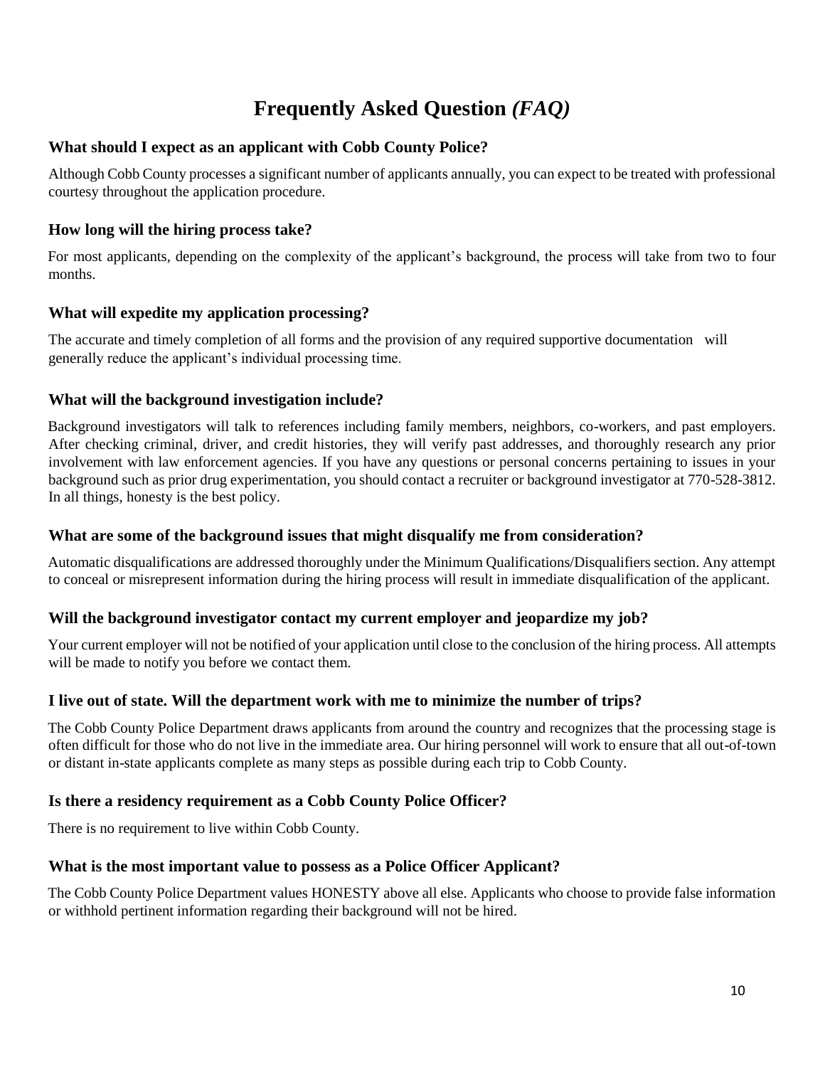# Frequently Asked Question *(FAQ)*

### What should I expect as an applicant with Cobb County Police?

Although Cobb County processes a significant number of applicants annually, you can expect to be treated with professional courtesy throughout the application procedure.

### How long will the hiring process take?

For most applicants, depending on the complexity of the applicant's background, the process will take from two to four months.

### What will expedite my application processing?

The accurate and timely completion of all forms and the provision of any required supportive documentation will generally reduce the applicant's individual processing time.

### What will the background investigation include?

Background investigators will talk to references including family members, neighbors, co-workers, and past employers. After checking criminal, driver, and credit histories, they will verify past addresses, and thoroughly research any prior involvement with law enforcement agencies. If you have any questions or personal concerns pertaining to issues in your background such as prior drug experimentation, you should contact a recruiter or background investigator at 770-528-3812. In all things, honesty is the best policy.

### What are some of the background issues that might disqualify me from consideration?

Automatic disqualifications are addressed thoroughly under the Minimum Qualifications/Disqualifiers section. Any attempt to conceal or misrepresent information during the hiring process will result in immediate disqualification of the applicant.

### Will the background investigator contact my current employer and jeopardize my job?

Your current employer will not be notified of your application until close to the conclusion of the hiring process. All attempts will be made to notify you before we contact them.

### I live out of state. Will the department work with me to minimize the number of trips?

The Cobb County Police Department draws applicants from around the country and recognizes that the processing stage is often difficult for those who do not live in the immediate area. Our hiring personnel will work to ensure that all out-of-town or distant in-state applicants complete as many steps as possible during each trip to Cobb County.

### Is there a residency requirement as a Cobb County Police Officer?

There is no requirement to live within Cobb County.

### What is the most important value to possess as a Police Officer Applicant?

The Cobb County Police Department values HONESTY above all else. Applicants who choose to provide false information or withhold pertinent information regarding their background will not be hired.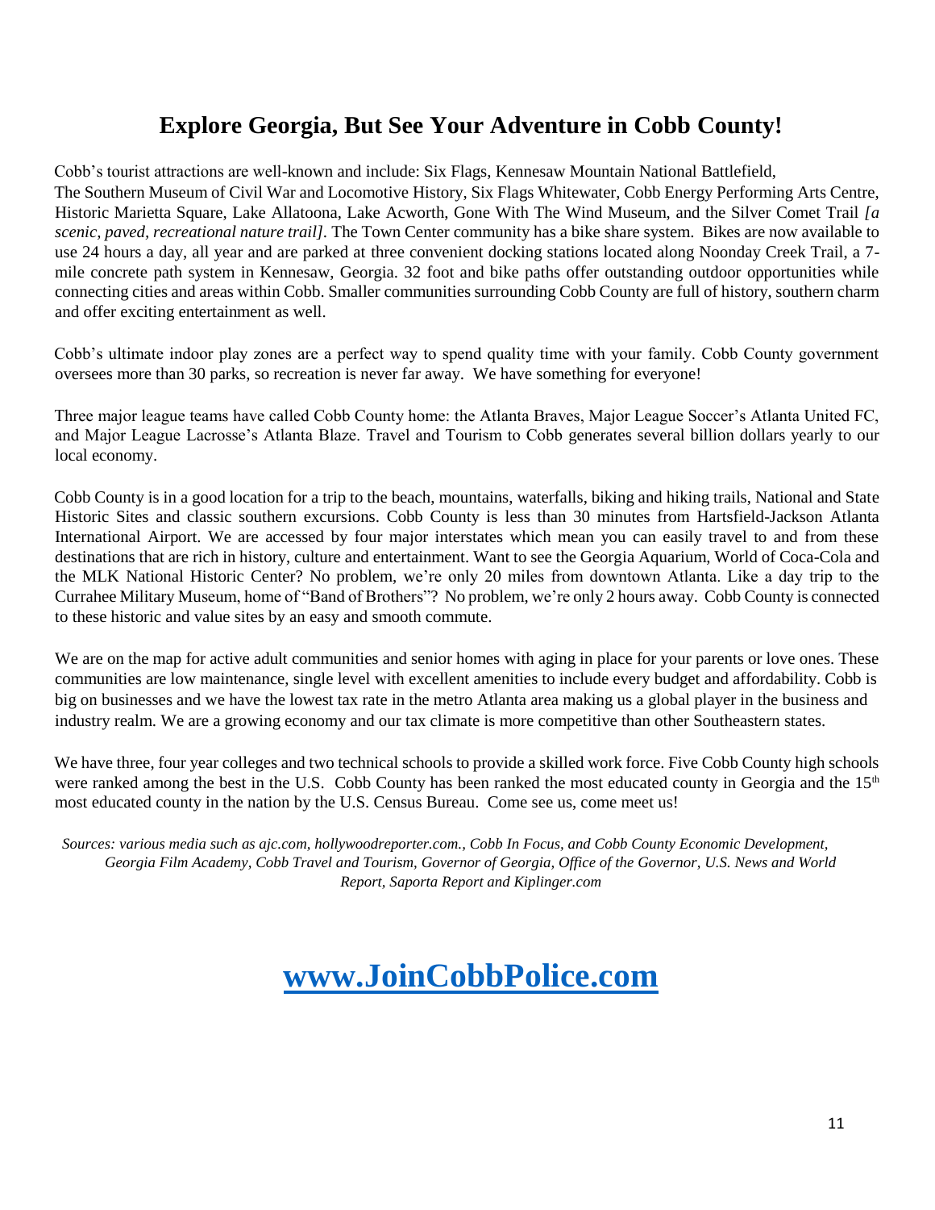# Explore Georgia, But See Your Adventure in Cobb County!

Cobb's tourist attractions are well-known and include: Six Flags, Kennesaw Mountain National Battlefield, The Southern Museum of Civil War and Locomotive History, Six Flags Whitewater, Cobb Energy Performing Arts Centre, Historic Marietta Square, Lake Allatoona, Lake Acworth, Gone With The Wind Museum, and the Silver Comet Trail *[a scenic, paved, recreational nature trail]*. The Town Center community has a bike share system. Bikes are now available to use 24 hours a day, all year and are parked at three convenient docking stations located along Noonday Creek Trail, a 7-mile concrete path system in Kennesaw, Georgia. 32 foot and bike paths offer outstanding outdoor opportunities while connecting cities and areas within Cobb. Smaller communities surrounding Cobb County are full of history, southern charm and offer exciting entertainment as well.

Cobb's ultimate indoor play zones are a perfect way to spend quality time with your family. Cobb County government oversees more than 30 parks, so recreation is never far away. We have something for everyone!

Three major league teams have called Cobb County home: the Atlanta Braves, Major League Soccer's Atlanta United FC, and Major League Lacrosse's Atlanta Blaze. Travel and Tourism to Cobb generates several billion dollars yearly to our local economy.

Cobb County is in a good location for a trip to the beach, mountains, waterfalls, biking and hiking trails, National and State Historic Sites and classic southern excursions. Cobb County is less than 30 minutes from Hartsfield-Jackson Atlanta International Airport. We are accessed by four major interstates which mean you can easily travel to and from these destinations that are rich in history, culture and entertainment. Want to see the Georgia Aquarium, World of Coca-Cola and the MLK National Historic Center? No problem, we're only 20 miles from downtown Atlanta. Like a day trip to the Currahee Military Museum, home of "Band of Brothers"? No problem, we're only 2 hours away. Cobb County is connected to these historic and value sites by an easy and smooth commute.

We are on the map for active adult communities and senior homes with aging in place for your parents or love ones. These communities are low maintenance, single level with excellent amenities to include every budget and affordability. Cobb is big on businesses and we have the lowest tax rate in the metro Atlanta area making us a global player in the business and industry realm. We are a growing economy and our tax climate is more competitive than other Southeastern states.

We have three, four year colleges and two technical schools to provide a skilled work force. Five Cobb County high schools were ranked among the best in the U.S. Cobb County has been ranked the most educated county in Georgia and the 15th most educated county in the nation by the U.S. Census Bureau. Come see us, come meet us!

*Sources: various media such as ajc.com, hollywoodreporter.com., Cobb In Focus, and Cobb County Economic Development, Georgia Film Academy, Cobb Travel and Tourism, Governor of Georgia, Office of the Governor, U.S. News and World Report, Saporta Report and Kiplinger.com*

## **www.JoinCobbPolice.com**